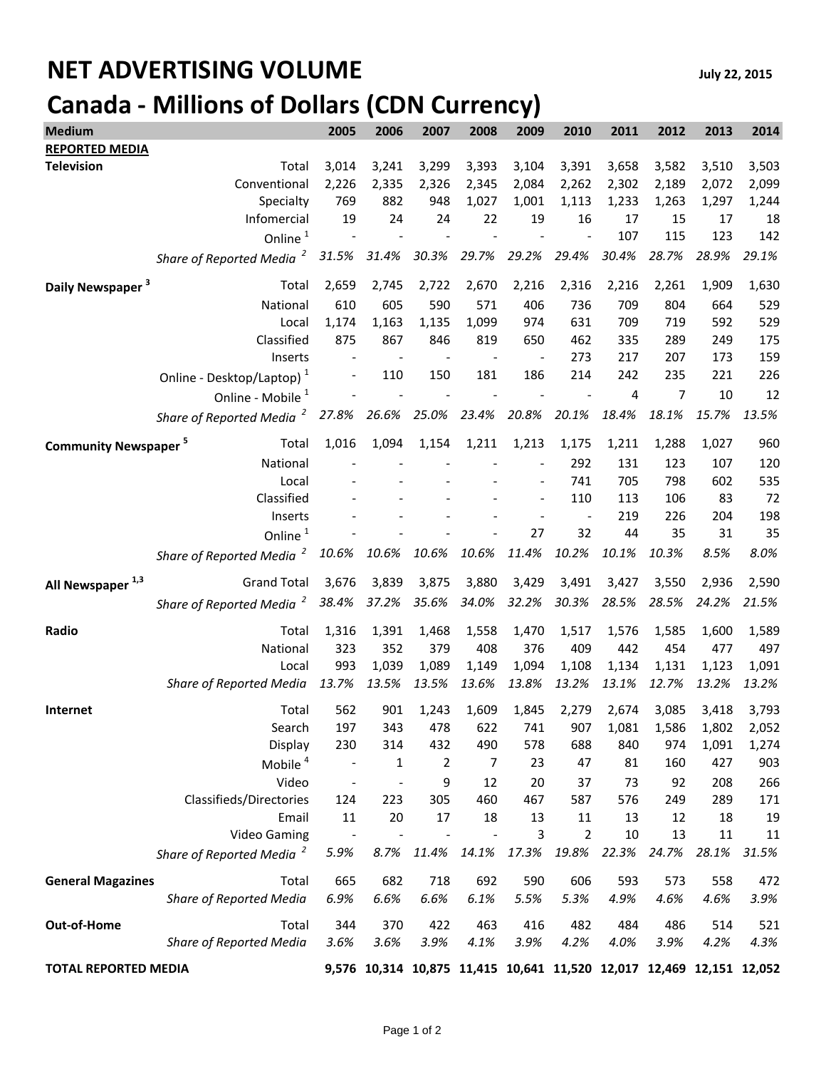# NET ADVERTISING VOLUME

July 22, 2015

# Canada - Millions of Dollars (CDN Currency)

| Medium | | 2005 | 2006 | 2007 | 2008 | 2009 | 2010 | 2011 | 2012 | 2013 | 2014 |
|---|---|---|---|---|---|---|---|---|---|---|---|
| **REPORTED MEDIA** | | | | | | | | | | | |
| **Television** | Total | 3,014 | 3,241 | 3,299 | 3,393 | 3,104 | 3,391 | 3,658 | 3,582 | 3,510 | 3,503 |
| | Conventional | 2,226 | 2,335 | 2,326 | 2,345 | 2,084 | 2,262 | 2,302 | 2,189 | 2,072 | 2,099 |
| | Specialty | 769 | 882 | 948 | 1,027 | 1,001 | 1,113 | 1,233 | 1,263 | 1,297 | 1,244 |
| | Infomercial | 19 | 24 | 24 | 22 | 19 | 16 | 17 | 15 | 17 | 18 |
| | Online [1] | - | - | - | - | - | - | 107 | 115 | 123 | 142 |
| | *Share of Reported Media [2]* | *31.5%* | *31.4%* | *30.3%* | *29.7%* | *29.2%* | *29.4%* | *30.4%* | *28.7%* | *28.9%* | *29.1%* |
| **Daily Newspaper [3]** | Total | 2,659 | 2,745 | 2,722 | 2,670 | 2,216 | 2,316 | 2,216 | 2,261 | 1,909 | 1,630 |
| | National | 610 | 605 | 590 | 571 | 406 | 736 | 709 | 804 | 664 | 529 |
| | Local | 1,174 | 1,163 | 1,135 | 1,099 | 974 | 631 | 709 | 719 | 592 | 529 |
| | Classified | 875 | 867 | 846 | 819 | 650 | 462 | 335 | 289 | 249 | 175 |
| | Inserts | - | - | - | - | - | 273 | 217 | 207 | 173 | 159 |
| | Online - Desktop/Laptop) [1] | - | 110 | 150 | 181 | 186 | 214 | 242 | 235 | 221 | 226 |
| | Online - Mobile [1] | - | - | - | - | - | - | 4 | 7 | 10 | 12 |
| | *Share of Reported Media [2]* | *27.8%* | *26.6%* | *25.0%* | *23.4%* | *20.8%* | *20.1%* | *18.4%* | *18.1%* | *15.7%* | *13.5%* |
| **Community Newspaper [5]** | Total | 1,016 | 1,094 | 1,154 | 1,211 | 1,213 | 1,175 | 1,211 | 1,288 | 1,027 | 960 |
| | National | - | - | - | - | - | 292 | 131 | 123 | 107 | 120 |
| | Local | - | - | - | - | - | 741 | 705 | 798 | 602 | 535 |
| | Classified | - | - | - | - | - | 110 | 113 | 106 | 83 | 72 |
| | Inserts | - | - | - | - | - | - | 219 | 226 | 204 | 198 |
| | Online [1] | - | - | - | - | 27 | 32 | 44 | 35 | 31 | 35 |
| | *Share of Reported Media [2]* | *10.6%* | *10.6%* | *10.6%* | *10.6%* | *11.4%* | *10.2%* | *10.1%* | *10.3%* | *8.5%* | *8.0%* |
| **All Newspaper [1,3]** | Grand Total | 3,676 | 3,839 | 3,875 | 3,880 | 3,429 | 3,491 | 3,427 | 3,550 | 2,936 | 2,590 |
| | *Share of Reported Media [2]* | *38.4%* | *37.2%* | *35.6%* | *34.0%* | *32.2%* | *30.3%* | *28.5%* | *28.5%* | *24.2%* | *21.5%* |
| **Radio** | Total | 1,316 | 1,391 | 1,468 | 1,558 | 1,470 | 1,517 | 1,576 | 1,585 | 1,600 | 1,589 |
| | National | 323 | 352 | 379 | 408 | 376 | 409 | 442 | 454 | 477 | 497 |
| | Local | 993 | 1,039 | 1,089 | 1,149 | 1,094 | 1,108 | 1,134 | 1,131 | 1,123 | 1,091 |
| | *Share of Reported Media* | *13.7%* | *13.5%* | *13.5%* | *13.6%* | *13.8%* | *13.2%* | *13.1%* | *12.7%* | *13.2%* | *13.2%* |
| **Internet** | Total | 562 | 901 | 1,243 | 1,609 | 1,845 | 2,279 | 2,674 | 3,085 | 3,418 | 3,793 |
| | Search | 197 | 343 | 478 | 622 | 741 | 907 | 1,081 | 1,586 | 1,802 | 2,052 |
| | Display | 230 | 314 | 432 | 490 | 578 | 688 | 840 | 974 | 1,091 | 1,274 |
| | Mobile [4] | - | 1 | 2 | 7 | 23 | 47 | 81 | 160 | 427 | 903 |
| | Video | - | - | 9 | 12 | 20 | 37 | 73 | 92 | 208 | 266 |
| | Classifieds/Directories | 124 | 223 | 305 | 460 | 467 | 587 | 576 | 249 | 289 | 171 |
| | Email | 11 | 20 | 17 | 18 | 13 | 11 | 13 | 12 | 18 | 19 |
| | Video Gaming | - | - | - | - | 3 | 2 | 10 | 13 | 11 | 11 |
| | *Share of Reported Media [2]* | *5.9%* | *8.7%* | *11.4%* | *14.1%* | *17.3%* | *19.8%* | *22.3%* | *24.7%* | *28.1%* | *31.5%* |
| **General Magazines** | Total | 665 | 682 | 718 | 692 | 590 | 606 | 593 | 573 | 558 | 472 |
| | *Share of Reported Media* | *6.9%* | *6.6%* | *6.6%* | *6.1%* | *5.5%* | *5.3%* | *4.9%* | *4.6%* | *4.6%* | *3.9%* |
| **Out-of-Home** | Total | 344 | 370 | 422 | 463 | 416 | 482 | 484 | 486 | 514 | 521 |
| | *Share of Reported Media* | *3.6%* | *3.6%* | *3.9%* | *4.1%* | *3.9%* | *4.2%* | *4.0%* | *3.9%* | *4.2%* | *4.3%* |
| **TOTAL REPORTED MEDIA** | | **9,576** | **10,314** | **10,875** | **11,415** | **10,641** | **11,520** | **12,017** | **12,469** | **12,151** | **12,052** |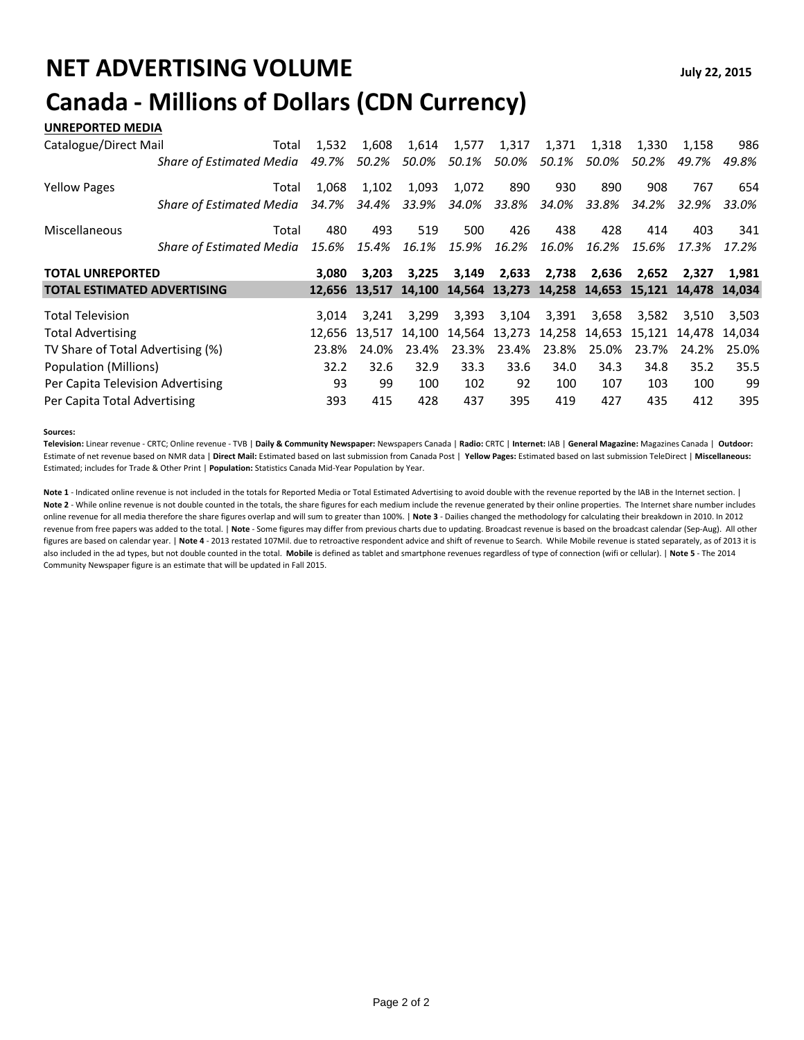# NET ADVERTISING VOLUME

July 22, 2015

# Canada - Millions of Dollars (CDN Currency)

**UNREPORTED MEDIA**

| | | | | | | | | | | | |
|---|---|---|---|---|---|---|---|---|---|---|---|
| Catalogue/Direct Mail | Total | 1,532 | 1,608 | 1,614 | 1,577 | 1,317 | 1,371 | 1,318 | 1,330 | 1,158 | 986 |
| | *Share of Estimated Media* | *49.7%* | *50.2%* | *50.0%* | *50.1%* | *50.0%* | *50.1%* | *50.0%* | *50.2%* | *49.7%* | *49.8%* |
| Yellow Pages | Total | 1,068 | 1,102 | 1,093 | 1,072 | 890 | 930 | 890 | 908 | 767 | 654 |
| | *Share of Estimated Media* | *34.7%* | *34.4%* | *33.9%* | *34.0%* | *33.8%* | *34.0%* | *33.8%* | *34.2%* | *32.9%* | *33.0%* |
| Miscellaneous | Total | 480 | 493 | 519 | 500 | 426 | 438 | 428 | 414 | 403 | 341 |
| | *Share of Estimated Media* | *15.6%* | *15.4%* | *16.1%* | *15.9%* | *16.2%* | *16.0%* | *16.2%* | *15.6%* | *17.3%* | *17.2%* |
| **TOTAL UNREPORTED** | | **3,080** | **3,203** | **3,225** | **3,149** | **2,633** | **2,738** | **2,636** | **2,652** | **2,327** | **1,981** |
| **TOTAL ESTIMATED ADVERTISING** | | **12,656** | **13,517** | **14,100** | **14,564** | **13,273** | **14,258** | **14,653** | **15,121** | **14,478** | **14,034** |
| Total Television | | 3,014 | 3,241 | 3,299 | 3,393 | 3,104 | 3,391 | 3,658 | 3,582 | 3,510 | 3,503 |
| Total Advertising | | 12,656 | 13,517 | 14,100 | 14,564 | 13,273 | 14,258 | 14,653 | 15,121 | 14,478 | 14,034 |
| TV Share of Total Advertising (%) | | 23.8% | 24.0% | 23.4% | 23.3% | 23.4% | 23.8% | 25.0% | 23.7% | 24.2% | 25.0% |
| Population (Millions) | | 32.2 | 32.6 | 32.9 | 33.3 | 33.6 | 34.0 | 34.3 | 34.8 | 35.2 | 35.5 |
| Per Capita Television Advertising | | 93 | 99 | 100 | 102 | 92 | 100 | 107 | 103 | 100 | 99 |
| Per Capita Total Advertising | | 393 | 415 | 428 | 437 | 395 | 419 | 427 | 435 | 412 | 395 |

**Sources:**

**Television:** Linear revenue - CRTC; Online revenue - TVB | **Daily & Community Newspaper:** Newspapers Canada | **Radio:** CRTC | **Internet:** IAB | **General Magazine:** Magazines Canada | **Outdoor:** Estimate of net revenue based on NMR data | **Direct Mail:** Estimated based on last submission from Canada Post | **Yellow Pages:** Estimated based on last submission TeleDirect | **Miscellaneous:** Estimated; includes for Trade & Other Print | **Population:** Statistics Canada Mid-Year Population by Year.

**Note 1** - Indicated online revenue is not included in the totals for Reported Media or Total Estimated Advertising to avoid double with the revenue reported by the IAB in the Internet section. | **Note 2** - While online revenue is not double counted in the totals, the share figures for each medium include the revenue generated by their online properties. The Internet share number includes online revenue for all media therefore the share figures overlap and will sum to greater than 100%. | **Note 3** - Dailies changed the methodology for calculating their breakdown in 2010. In 2012 revenue from free papers was added to the total. | **Note** - Some figures may differ from previous charts due to updating. Broadcast revenue is based on the broadcast calendar (Sep-Aug). All other figures are based on calendar year. | **Note 4** - 2013 restated 107Mil. due to retroactive respondent advice and shift of revenue to Search. While Mobile revenue is stated separately, as of 2013 it is also included in the ad types, but not double counted in the total. **Mobile** is defined as tablet and smartphone revenues regardless of type of connection (wifi or cellular). | **Note 5** - The 2014 Community Newspaper figure is an estimate that will be updated in Fall 2015.